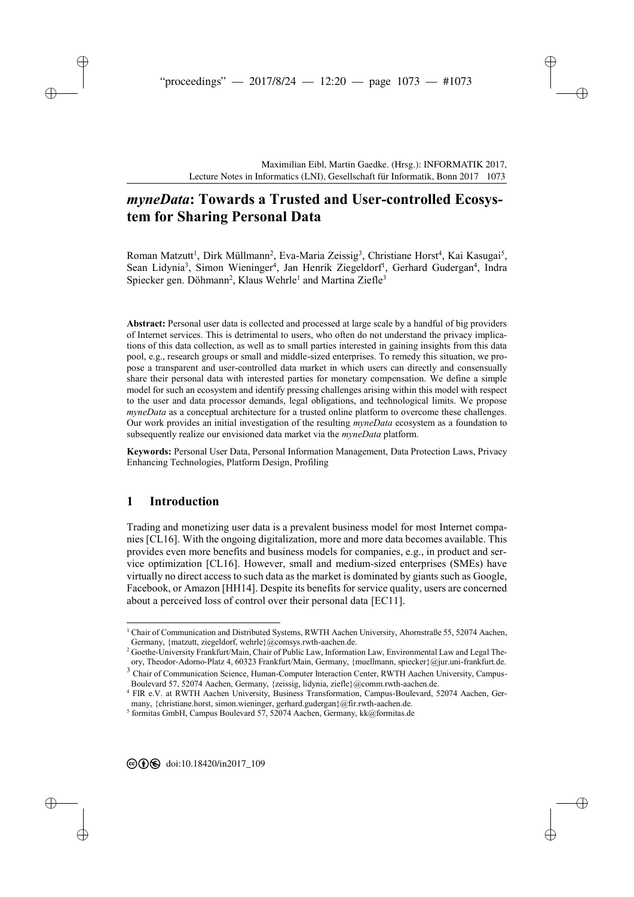# *myneData*: Towards a Trusted and User-controlled Ecosystem for Sharing Personal Data

Roman Matzutt[1], Dirk Müllmann[2], Eva-Maria Zeissig[3], Christiane Horst[4], Kai Kasugai[5], Sean Lidynia[3], Simon Wieninger[4], Jan Henrik Ziegeldorf[1], Gerhard Gudergan[4], Indra Spiecker gen. Döhmann[2], Klaus Wehrle[1] and Martina Ziefle[3]

**Abstract:** Personal user data is collected and processed at large scale by a handful of big providers of Internet services. This is detrimental to users, who often do not understand the privacy implications of this data collection, as well as to small parties interested in gaining insights from this data pool, e.g., research groups or small and middle-sized enterprises. To remedy this situation, we propose a transparent and user-controlled data market in which users can directly and consensually share their personal data with interested parties for monetary compensation. We define a simple model for such an ecosystem and identify pressing challenges arising within this model with respect to the user and data processor demands, legal obligations, and technological limits. We propose *myneData* as a conceptual architecture for a trusted online platform to overcome these challenges. Our work provides an initial investigation of the resulting *myneData* ecosystem as a foundation to subsequently realize our envisioned data market via the *myneData* platform.

**Keywords:** Personal User Data, Personal Information Management, Data Protection Laws, Privacy Enhancing Technologies, Platform Design, Profiling

## 1 Introduction

Trading and monetizing user data is a prevalent business model for most Internet companies [CL16]. With the ongoing digitalization, more and more data becomes available. This provides even more benefits and business models for companies, e.g., in product and service optimization [CL16]. However, small and medium-sized enterprises (SMEs) have virtually no direct access to such data as the market is dominated by giants such as Google, Facebook, or Amazon [HH14]. Despite its benefits for service quality, users are concerned about a perceived loss of control over their personal data [EC11].

---

[1] Chair of Communication and Distributed Systems, RWTH Aachen University, Ahornstraße 55, 52074 Aachen, Germany, {matzutt, ziegeldorf, wehrle}@comsys.rwth-aachen.de.

[2] Goethe-University Frankfurt/Main, Chair of Public Law, Information Law, Environmental Law and Legal Theory, Theodor-Adorno-Platz 4, 60323 Frankfurt/Main, Germany, {muellmann, spiecker}@jur.uni-frankfurt.de.

[3] Chair of Communication Science, Human-Computer Interaction Center, RWTH Aachen University, Campus-Boulevard 57, 52074 Aachen, Germany, {zeissig, lidynia, ziefle}@comm.rwth-aachen.de.

[4] FIR e.V. at RWTH Aachen University, Business Transformation, Campus-Boulevard, 52074 Aachen, Germany, {christiane.horst, simon.wieninger, gerhard.gudergan}@fir.rwth-aachen.de.

[5] formitas GmbH, Campus Boulevard 57, 52074 Aachen, Germany, kk@formitas.de

doi:10.18420/in2017_109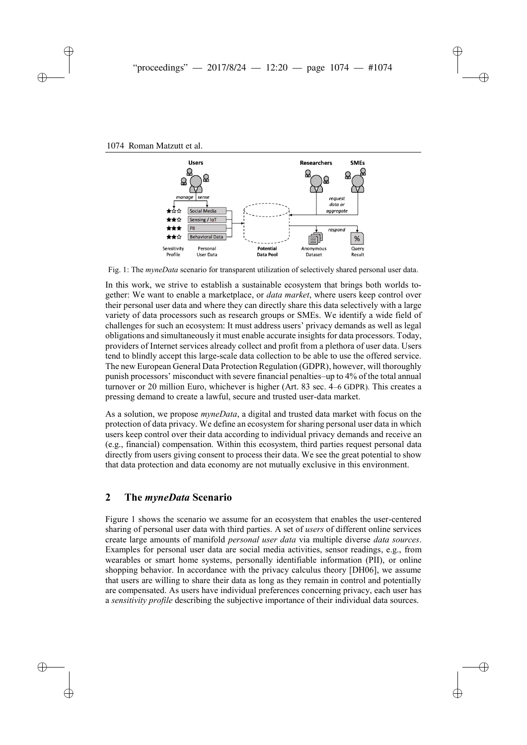Fig. 1: The *myneData* scenario for transparent utilization of selectively shared personal user data.

In this work, we strive to establish a sustainable ecosystem that brings both worlds together: We want to enable a marketplace, or *data market*, where users keep control over their personal user data and where they can directly share this data selectively with a large variety of data processors such as research groups or SMEs. We identify a wide field of challenges for such an ecosystem: It must address users' privacy demands as well as legal obligations and simultaneously it must enable accurate insights for data processors. Today, providers of Internet services already collect and profit from a plethora of user data. Users tend to blindly accept this large-scale data collection to be able to use the offered service. The new European General Data Protection Regulation (GDPR), however, will thoroughly punish processors' misconduct with severe financial penalties–up to 4% of the total annual turnover or 20 million Euro, whichever is higher (Art. 83 sec. 4–6 GDPR). This creates a pressing demand to create a lawful, secure and trusted user-data market.

As a solution, we propose *myneData*, a digital and trusted data market with focus on the protection of data privacy. We define an ecosystem for sharing personal user data in which users keep control over their data according to individual privacy demands and receive an (e.g., financial) compensation. Within this ecosystem, third parties request personal data directly from users giving consent to process their data. We see the great potential to show that data protection and data economy are not mutually exclusive in this environment.

## 2 The *myneData* Scenario

Figure 1 shows the scenario we assume for an ecosystem that enables the user-centered sharing of personal user data with third parties. A set of *users* of different online services create large amounts of manifold *personal user data* via multiple diverse *data sources*. Examples for personal user data are social media activities, sensor readings, e.g., from wearables or smart home systems, personally identifiable information (PII), or online shopping behavior. In accordance with the privacy calculus theory [DH06], we assume that users are willing to share their data as long as they remain in control and potentially are compensated. As users have individual preferences concerning privacy, each user has a *sensitivity profile* describing the subjective importance of their individual data sources.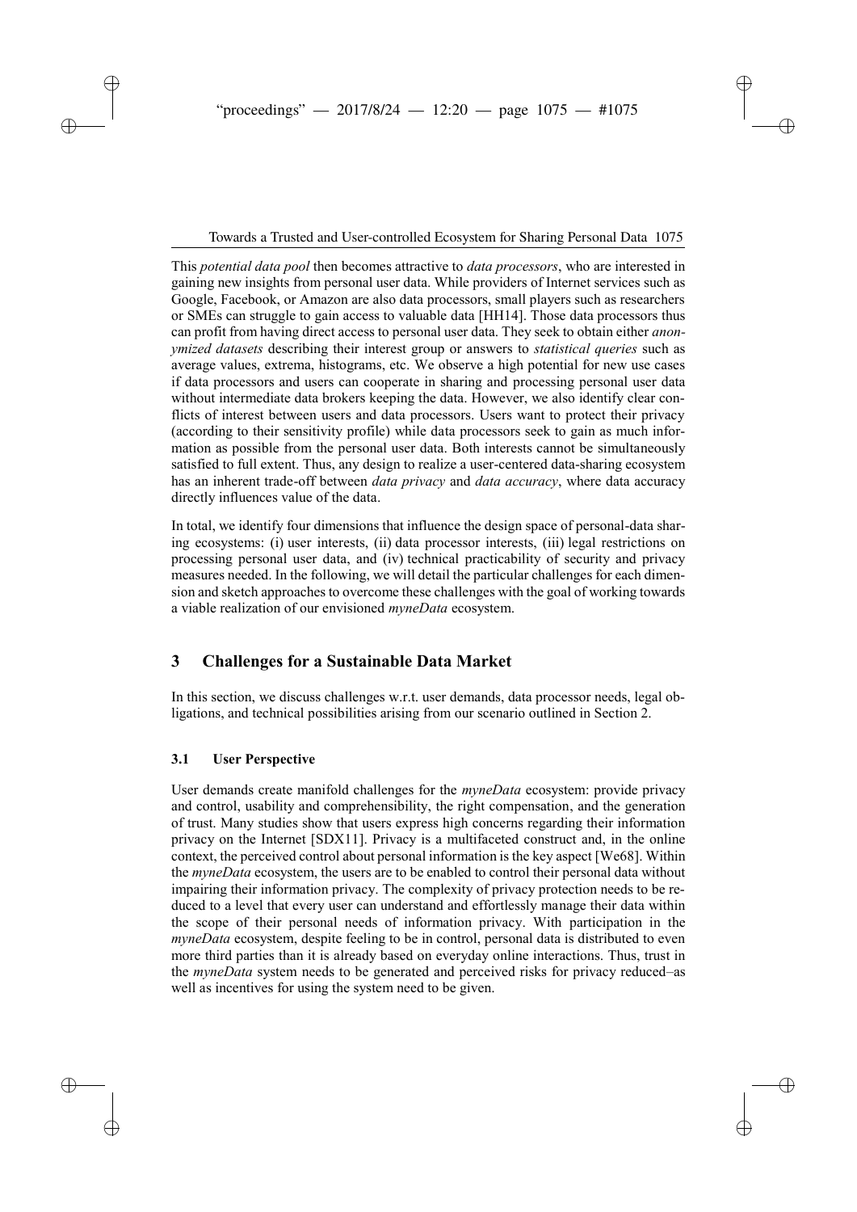This *potential data pool* then becomes attractive to *data processors*, who are interested in gaining new insights from personal user data. While providers of Internet services such as Google, Facebook, or Amazon are also data processors, small players such as researchers or SMEs can struggle to gain access to valuable data [HH14]. Those data processors thus can profit from having direct access to personal user data. They seek to obtain either *anonymized datasets* describing their interest group or answers to *statistical queries* such as average values, extrema, histograms, etc. We observe a high potential for new use cases if data processors and users can cooperate in sharing and processing personal user data without intermediate data brokers keeping the data. However, we also identify clear conflicts of interest between users and data processors. Users want to protect their privacy (according to their sensitivity profile) while data processors seek to gain as much information as possible from the personal user data. Both interests cannot be simultaneously satisfied to full extent. Thus, any design to realize a user-centered data-sharing ecosystem has an inherent trade-off between *data privacy* and *data accuracy*, where data accuracy directly influences value of the data.

In total, we identify four dimensions that influence the design space of personal-data sharing ecosystems: (i) user interests, (ii) data processor interests, (iii) legal restrictions on processing personal user data, and (iv) technical practicability of security and privacy measures needed. In the following, we will detail the particular challenges for each dimension and sketch approaches to overcome these challenges with the goal of working towards a viable realization of our envisioned *myneData* ecosystem.

## 3 Challenges for a Sustainable Data Market

In this section, we discuss challenges w.r.t. user demands, data processor needs, legal obligations, and technical possibilities arising from our scenario outlined in Section 2.

### 3.1 User Perspective

User demands create manifold challenges for the *myneData* ecosystem: provide privacy and control, usability and comprehensibility, the right compensation, and the generation of trust. Many studies show that users express high concerns regarding their information privacy on the Internet [SDX11]. Privacy is a multifaceted construct and, in the online context, the perceived control about personal information is the key aspect [We68]. Within the *myneData* ecosystem, the users are to be enabled to control their personal data without impairing their information privacy. The complexity of privacy protection needs to be reduced to a level that every user can understand and effortlessly manage their data within the scope of their personal needs of information privacy. With participation in the *myneData* ecosystem, despite feeling to be in control, personal data is distributed to even more third parties than it is already based on everyday online interactions. Thus, trust in the *myneData* system needs to be generated and perceived risks for privacy reduced–as well as incentives for using the system need to be given.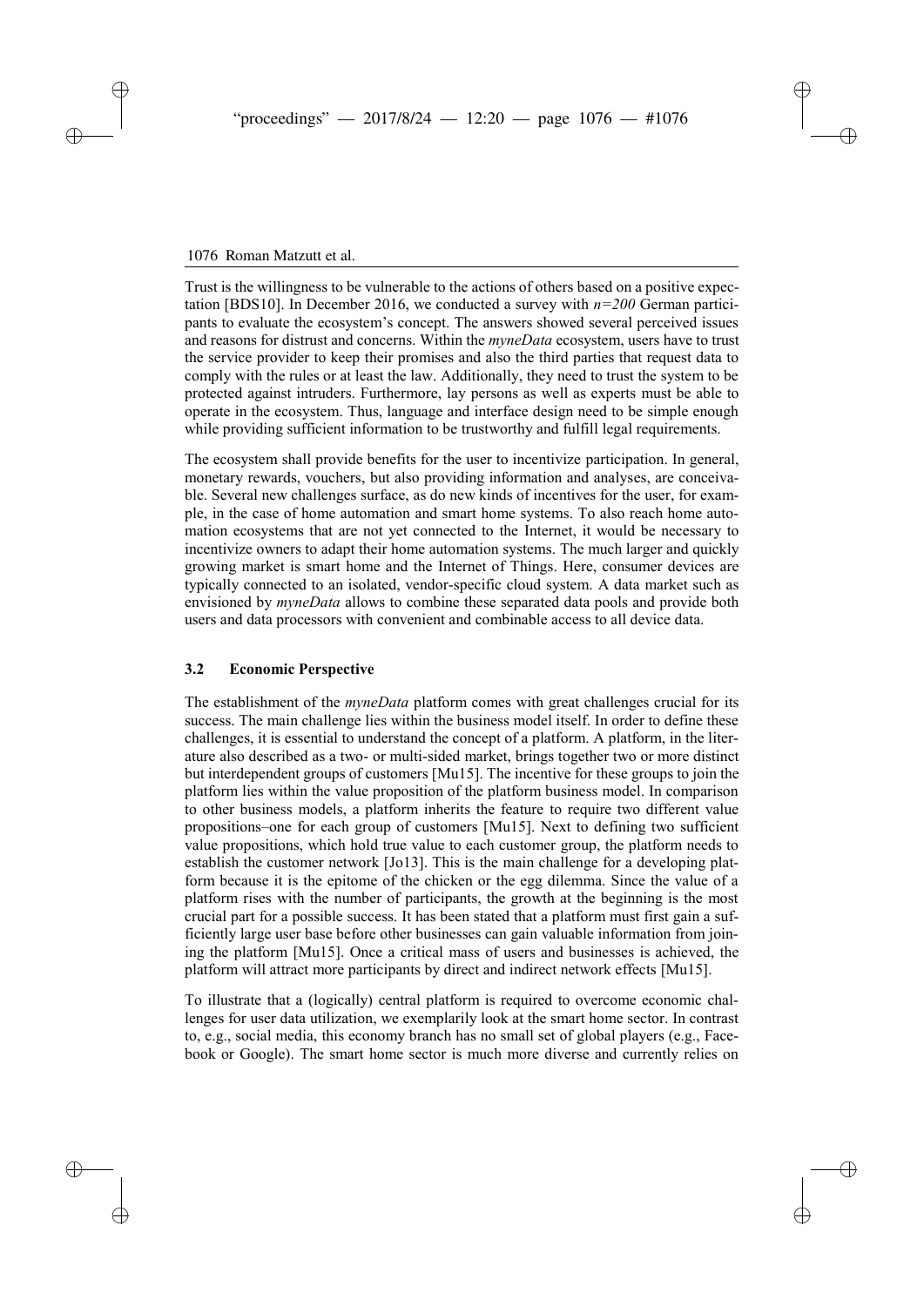Trust is the willingness to be vulnerable to the actions of others based on a positive expectation [BDS10]. In December 2016, we conducted a survey with *n=200* German participants to evaluate the ecosystem's concept. The answers showed several perceived issues and reasons for distrust and concerns. Within the *myneData* ecosystem, users have to trust the service provider to keep their promises and also the third parties that request data to comply with the rules or at least the law. Additionally, they need to trust the system to be protected against intruders. Furthermore, lay persons as well as experts must be able to operate in the ecosystem. Thus, language and interface design need to be simple enough while providing sufficient information to be trustworthy and fulfill legal requirements.

The ecosystem shall provide benefits for the user to incentivize participation. In general, monetary rewards, vouchers, but also providing information and analyses, are conceivable. Several new challenges surface, as do new kinds of incentives for the user, for example, in the case of home automation and smart home systems. To also reach home automation ecosystems that are not yet connected to the Internet, it would be necessary to incentivize owners to adapt their home automation systems. The much larger and quickly growing market is smart home and the Internet of Things. Here, consumer devices are typically connected to an isolated, vendor-specific cloud system. A data market such as envisioned by *myneData* allows to combine these separated data pools and provide both users and data processors with convenient and combinable access to all device data.

### 3.2 Economic Perspective

The establishment of the *myneData* platform comes with great challenges crucial for its success. The main challenge lies within the business model itself. In order to define these challenges, it is essential to understand the concept of a platform. A platform, in the literature also described as a two- or multi-sided market, brings together two or more distinct but interdependent groups of customers [Mu15]. The incentive for these groups to join the platform lies within the value proposition of the platform business model. In comparison to other business models, a platform inherits the feature to require two different value propositions–one for each group of customers [Mu15]. Next to defining two sufficient value propositions, which hold true value to each customer group, the platform needs to establish the customer network [Jo13]. This is the main challenge for a developing platform because it is the epitome of the chicken or the egg dilemma. Since the value of a platform rises with the number of participants, the growth at the beginning is the most crucial part for a possible success. It has been stated that a platform must first gain a sufficiently large user base before other businesses can gain valuable information from joining the platform [Mu15]. Once a critical mass of users and businesses is achieved, the platform will attract more participants by direct and indirect network effects [Mu15].

To illustrate that a (logically) central platform is required to overcome economic challenges for user data utilization, we exemplarily look at the smart home sector. In contrast to, e.g., social media, this economy branch has no small set of global players (e.g., Facebook or Google). The smart home sector is much more diverse and currently relies on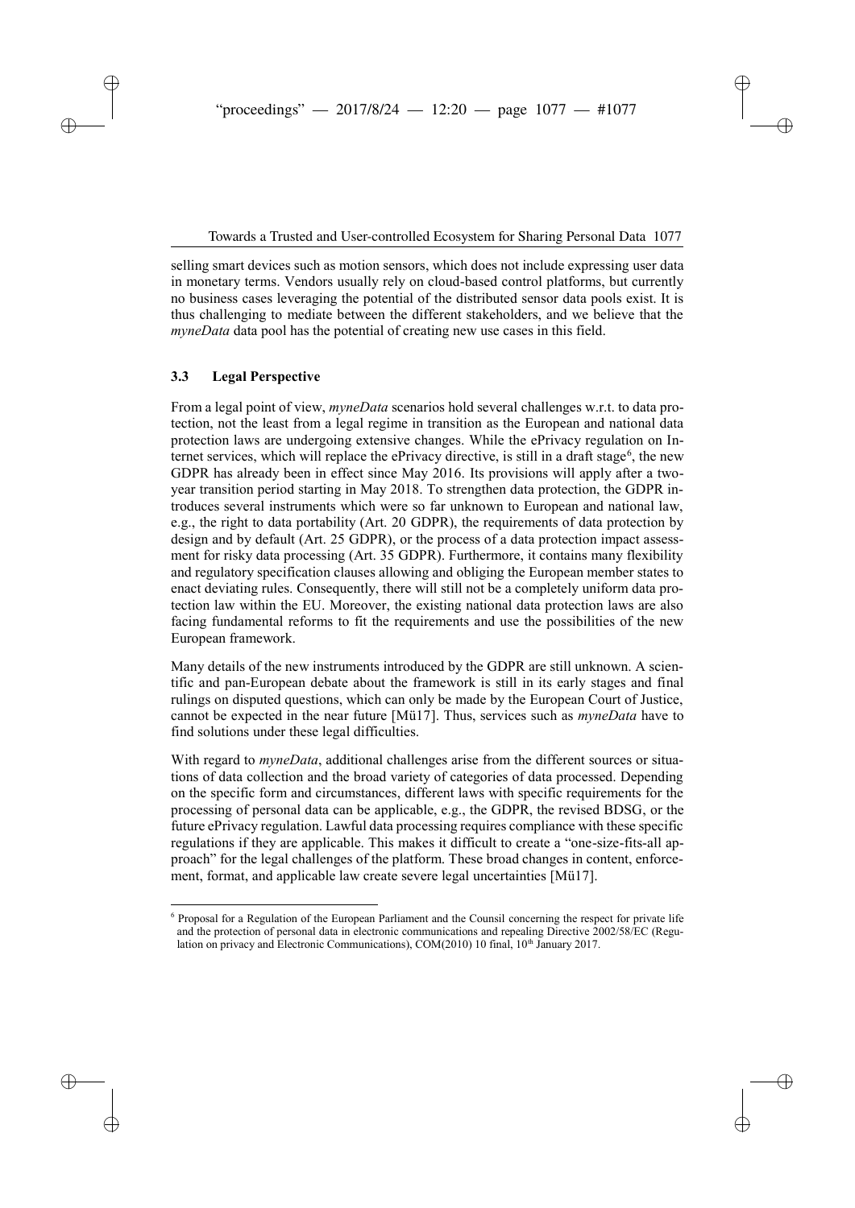selling smart devices such as motion sensors, which does not include expressing user data in monetary terms. Vendors usually rely on cloud-based control platforms, but currently no business cases leveraging the potential of the distributed sensor data pools exist. It is thus challenging to mediate between the different stakeholders, and we believe that the *myneData* data pool has the potential of creating new use cases in this field.

### 3.3 Legal Perspective

From a legal point of view, *myneData* scenarios hold several challenges w.r.t. to data protection, not the least from a legal regime in transition as the European and national data protection laws are undergoing extensive changes. While the ePrivacy regulation on Internet services, which will replace the ePrivacy directive, is still in a draft stage[6], the new GDPR has already been in effect since May 2016. Its provisions will apply after a two-year transition period starting in May 2018. To strengthen data protection, the GDPR introduces several instruments which were so far unknown to European and national law, e.g., the right to data portability (Art. 20 GDPR), the requirements of data protection by design and by default (Art. 25 GDPR), or the process of a data protection impact assessment for risky data processing (Art. 35 GDPR). Furthermore, it contains many flexibility and regulatory specification clauses allowing and obliging the European member states to enact deviating rules. Consequently, there will still not be a completely uniform data protection law within the EU. Moreover, the existing national data protection laws are also facing fundamental reforms to fit the requirements and use the possibilities of the new European framework.

Many details of the new instruments introduced by the GDPR are still unknown. A scientific and pan-European debate about the framework is still in its early stages and final rulings on disputed questions, which can only be made by the European Court of Justice, cannot be expected in the near future [Mü17]. Thus, services such as *myneData* have to find solutions under these legal difficulties.

With regard to *myneData*, additional challenges arise from the different sources or situations of data collection and the broad variety of categories of data processed. Depending on the specific form and circumstances, different laws with specific requirements for the processing of personal data can be applicable, e.g., the GDPR, the revised BDSG, or the future ePrivacy regulation. Lawful data processing requires compliance with these specific regulations if they are applicable. This makes it difficult to create a "one-size-fits-all approach" for the legal challenges of the platform. These broad changes in content, enforcement, format, and applicable law create severe legal uncertainties [Mü17].

---

[6] Proposal for a Regulation of the European Parliament and the Counsil concerning the respect for private life and the protection of personal data in electronic communications and repealing Directive 2002/58/EC (Regulation on privacy and Electronic Communications), COM(2010) 10 final, 10th January 2017.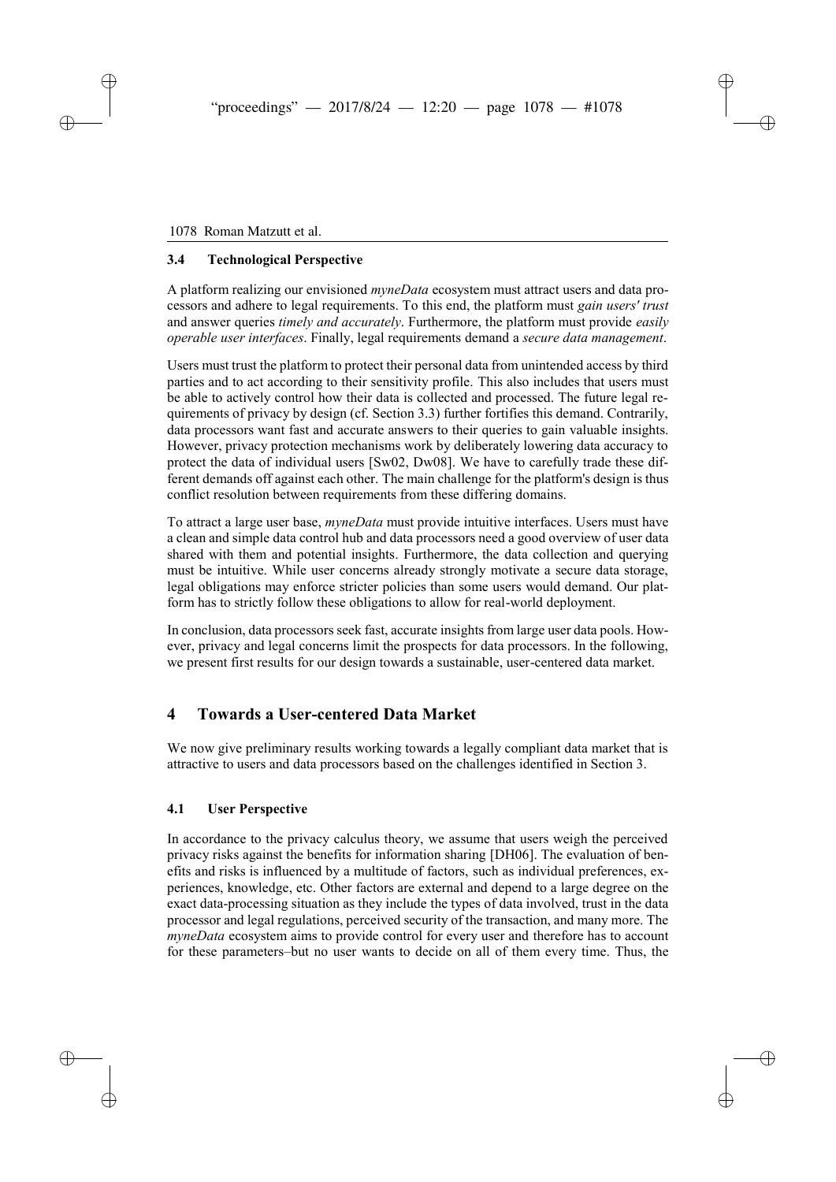### 3.4 Technological Perspective

A platform realizing our envisioned *myneData* ecosystem must attract users and data processors and adhere to legal requirements. To this end, the platform must *gain users' trust* and answer queries *timely and accurately*. Furthermore, the platform must provide *easily operable user interfaces*. Finally, legal requirements demand a *secure data management*.

Users must trust the platform to protect their personal data from unintended access by third parties and to act according to their sensitivity profile. This also includes that users must be able to actively control how their data is collected and processed. The future legal requirements of privacy by design (cf. Section 3.3) further fortifies this demand. Contrarily, data processors want fast and accurate answers to their queries to gain valuable insights. However, privacy protection mechanisms work by deliberately lowering data accuracy to protect the data of individual users [Sw02, Dw08]. We have to carefully trade these different demands off against each other. The main challenge for the platform's design is thus conflict resolution between requirements from these differing domains.

To attract a large user base, *myneData* must provide intuitive interfaces. Users must have a clean and simple data control hub and data processors need a good overview of user data shared with them and potential insights. Furthermore, the data collection and querying must be intuitive. While user concerns already strongly motivate a secure data storage, legal obligations may enforce stricter policies than some users would demand. Our platform has to strictly follow these obligations to allow for real-world deployment.

In conclusion, data processors seek fast, accurate insights from large user data pools. However, privacy and legal concerns limit the prospects for data processors. In the following, we present first results for our design towards a sustainable, user-centered data market.

## 4 Towards a User-centered Data Market

We now give preliminary results working towards a legally compliant data market that is attractive to users and data processors based on the challenges identified in Section 3.

### 4.1 User Perspective

In accordance to the privacy calculus theory, we assume that users weigh the perceived privacy risks against the benefits for information sharing [DH06]. The evaluation of benefits and risks is influenced by a multitude of factors, such as individual preferences, experiences, knowledge, etc. Other factors are external and depend to a large degree on the exact data-processing situation as they include the types of data involved, trust in the data processor and legal regulations, perceived security of the transaction, and many more. The *myneData* ecosystem aims to provide control for every user and therefore has to account for these parameters–but no user wants to decide on all of them every time. Thus, the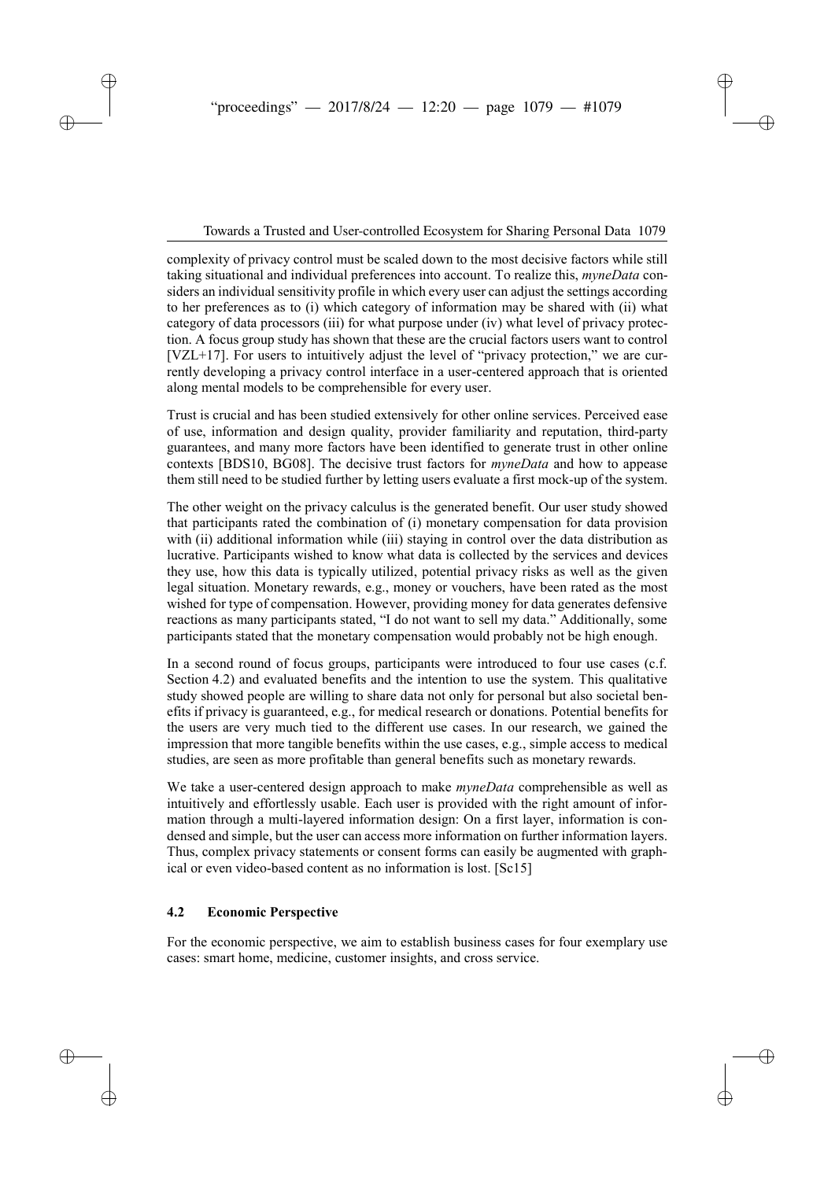complexity of privacy control must be scaled down to the most decisive factors while still taking situational and individual preferences into account. To realize this, *myneData* considers an individual sensitivity profile in which every user can adjust the settings according to her preferences as to (i) which category of information may be shared with (ii) what category of data processors (iii) for what purpose under (iv) what level of privacy protection. A focus group study has shown that these are the crucial factors users want to control [VZL+17]. For users to intuitively adjust the level of "privacy protection," we are currently developing a privacy control interface in a user-centered approach that is oriented along mental models to be comprehensible for every user.

Trust is crucial and has been studied extensively for other online services. Perceived ease of use, information and design quality, provider familiarity and reputation, third-party guarantees, and many more factors have been identified to generate trust in other online contexts [BDS10, BG08]. The decisive trust factors for *myneData* and how to appease them still need to be studied further by letting users evaluate a first mock-up of the system.

The other weight on the privacy calculus is the generated benefit. Our user study showed that participants rated the combination of (i) monetary compensation for data provision with (ii) additional information while (iii) staying in control over the data distribution as lucrative. Participants wished to know what data is collected by the services and devices they use, how this data is typically utilized, potential privacy risks as well as the given legal situation. Monetary rewards, e.g., money or vouchers, have been rated as the most wished for type of compensation. However, providing money for data generates defensive reactions as many participants stated, "I do not want to sell my data." Additionally, some participants stated that the monetary compensation would probably not be high enough.

In a second round of focus groups, participants were introduced to four use cases (c.f. Section 4.2) and evaluated benefits and the intention to use the system. This qualitative study showed people are willing to share data not only for personal but also societal benefits if privacy is guaranteed, e.g., for medical research or donations. Potential benefits for the users are very much tied to the different use cases. In our research, we gained the impression that more tangible benefits within the use cases, e.g., simple access to medical studies, are seen as more profitable than general benefits such as monetary rewards.

We take a user-centered design approach to make *myneData* comprehensible as well as intuitively and effortlessly usable. Each user is provided with the right amount of information through a multi-layered information design: On a first layer, information is condensed and simple, but the user can access more information on further information layers. Thus, complex privacy statements or consent forms can easily be augmented with graphical or even video-based content as no information is lost. [Sc15]

### 4.2 Economic Perspective

For the economic perspective, we aim to establish business cases for four exemplary use cases: smart home, medicine, customer insights, and cross service.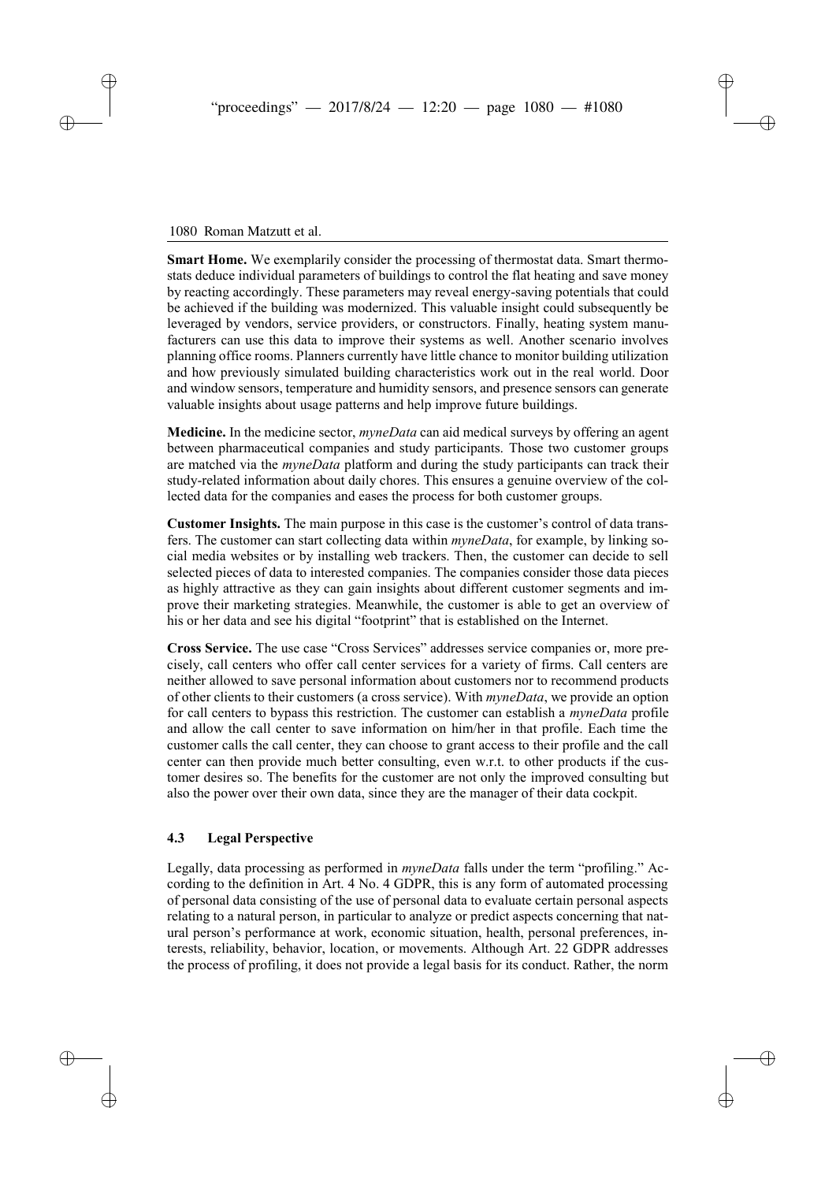**Smart Home.** We exemplarily consider the processing of thermostat data. Smart thermostats deduce individual parameters of buildings to control the flat heating and save money by reacting accordingly. These parameters may reveal energy-saving potentials that could be achieved if the building was modernized. This valuable insight could subsequently be leveraged by vendors, service providers, or constructors. Finally, heating system manufacturers can use this data to improve their systems as well. Another scenario involves planning office rooms. Planners currently have little chance to monitor building utilization and how previously simulated building characteristics work out in the real world. Door and window sensors, temperature and humidity sensors, and presence sensors can generate valuable insights about usage patterns and help improve future buildings.

**Medicine.** In the medicine sector, *myneData* can aid medical surveys by offering an agent between pharmaceutical companies and study participants. Those two customer groups are matched via the *myneData* platform and during the study participants can track their study-related information about daily chores. This ensures a genuine overview of the collected data for the companies and eases the process for both customer groups.

**Customer Insights.** The main purpose in this case is the customer's control of data transfers. The customer can start collecting data within *myneData*, for example, by linking social media websites or by installing web trackers. Then, the customer can decide to sell selected pieces of data to interested companies. The companies consider those data pieces as highly attractive as they can gain insights about different customer segments and improve their marketing strategies. Meanwhile, the customer is able to get an overview of his or her data and see his digital "footprint" that is established on the Internet.

**Cross Service.** The use case "Cross Services" addresses service companies or, more precisely, call centers who offer call center services for a variety of firms. Call centers are neither allowed to save personal information about customers nor to recommend products of other clients to their customers (a cross service). With *myneData*, we provide an option for call centers to bypass this restriction. The customer can establish a *myneData* profile and allow the call center to save information on him/her in that profile. Each time the customer calls the call center, they can choose to grant access to their profile and the call center can then provide much better consulting, even w.r.t. to other products if the customer desires so. The benefits for the customer are not only the improved consulting but also the power over their own data, since they are the manager of their data cockpit.

### 4.3 Legal Perspective

Legally, data processing as performed in *myneData* falls under the term "profiling." According to the definition in Art. 4 No. 4 GDPR, this is any form of automated processing of personal data consisting of the use of personal data to evaluate certain personal aspects relating to a natural person, in particular to analyze or predict aspects concerning that natural person's performance at work, economic situation, health, personal preferences, interests, reliability, behavior, location, or movements. Although Art. 22 GDPR addresses the process of profiling, it does not provide a legal basis for its conduct. Rather, the norm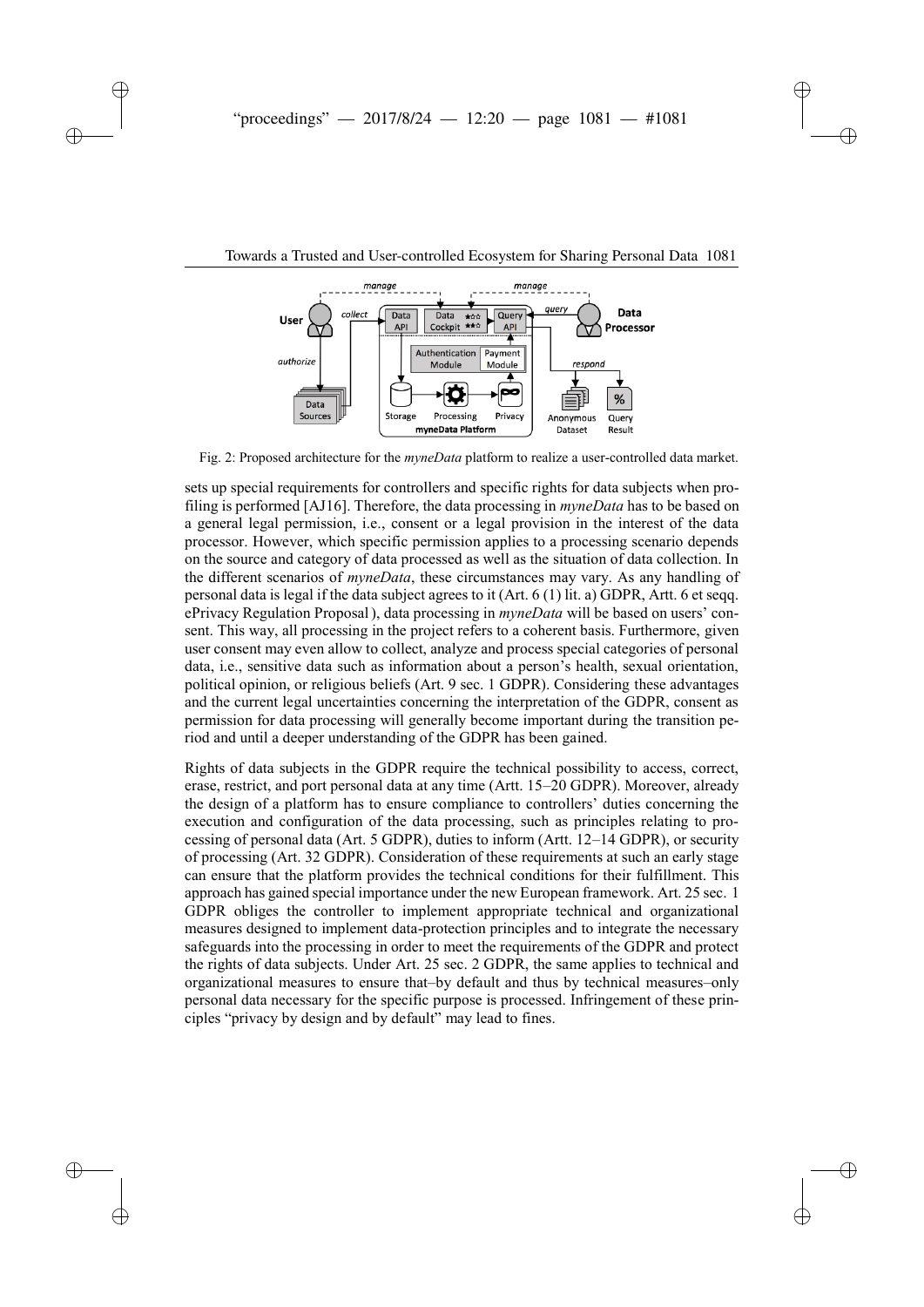Fig. 2: Proposed architecture for the *myneData* platform to realize a user-controlled data market.

sets up special requirements for controllers and specific rights for data subjects when profiling is performed [AJ16]. Therefore, the data processing in *myneData* has to be based on a general legal permission, i.e., consent or a legal provision in the interest of the data processor. However, which specific permission applies to a processing scenario depends on the source and category of data processed as well as the situation of data collection. In the different scenarios of *myneData*, these circumstances may vary. As any handling of personal data is legal if the data subject agrees to it (Art. 6 (1) lit. a) GDPR, Artt. 6 et seqq. ePrivacy Regulation Proposal ), data processing in *myneData* will be based on users' consent. This way, all processing in the project refers to a coherent basis. Furthermore, given user consent may even allow to collect, analyze and process special categories of personal data, i.e., sensitive data such as information about a person's health, sexual orientation, political opinion, or religious beliefs (Art. 9 sec. 1 GDPR). Considering these advantages and the current legal uncertainties concerning the interpretation of the GDPR, consent as permission for data processing will generally become important during the transition period and until a deeper understanding of the GDPR has been gained.

Rights of data subjects in the GDPR require the technical possibility to access, correct, erase, restrict, and port personal data at any time (Artt. 15–20 GDPR). Moreover, already the design of a platform has to ensure compliance to controllers' duties concerning the execution and configuration of the data processing, such as principles relating to processing of personal data (Art. 5 GDPR), duties to inform (Artt. 12–14 GDPR), or security of processing (Art. 32 GDPR). Consideration of these requirements at such an early stage can ensure that the platform provides the technical conditions for their fulfillment. This approach has gained special importance under the new European framework. Art. 25 sec. 1 GDPR obliges the controller to implement appropriate technical and organizational measures designed to implement data-protection principles and to integrate the necessary safeguards into the processing in order to meet the requirements of the GDPR and protect the rights of data subjects. Under Art. 25 sec. 2 GDPR, the same applies to technical and organizational measures to ensure that–by default and thus by technical measures–only personal data necessary for the specific purpose is processed. Infringement of these principles "privacy by design and by default" may lead to fines.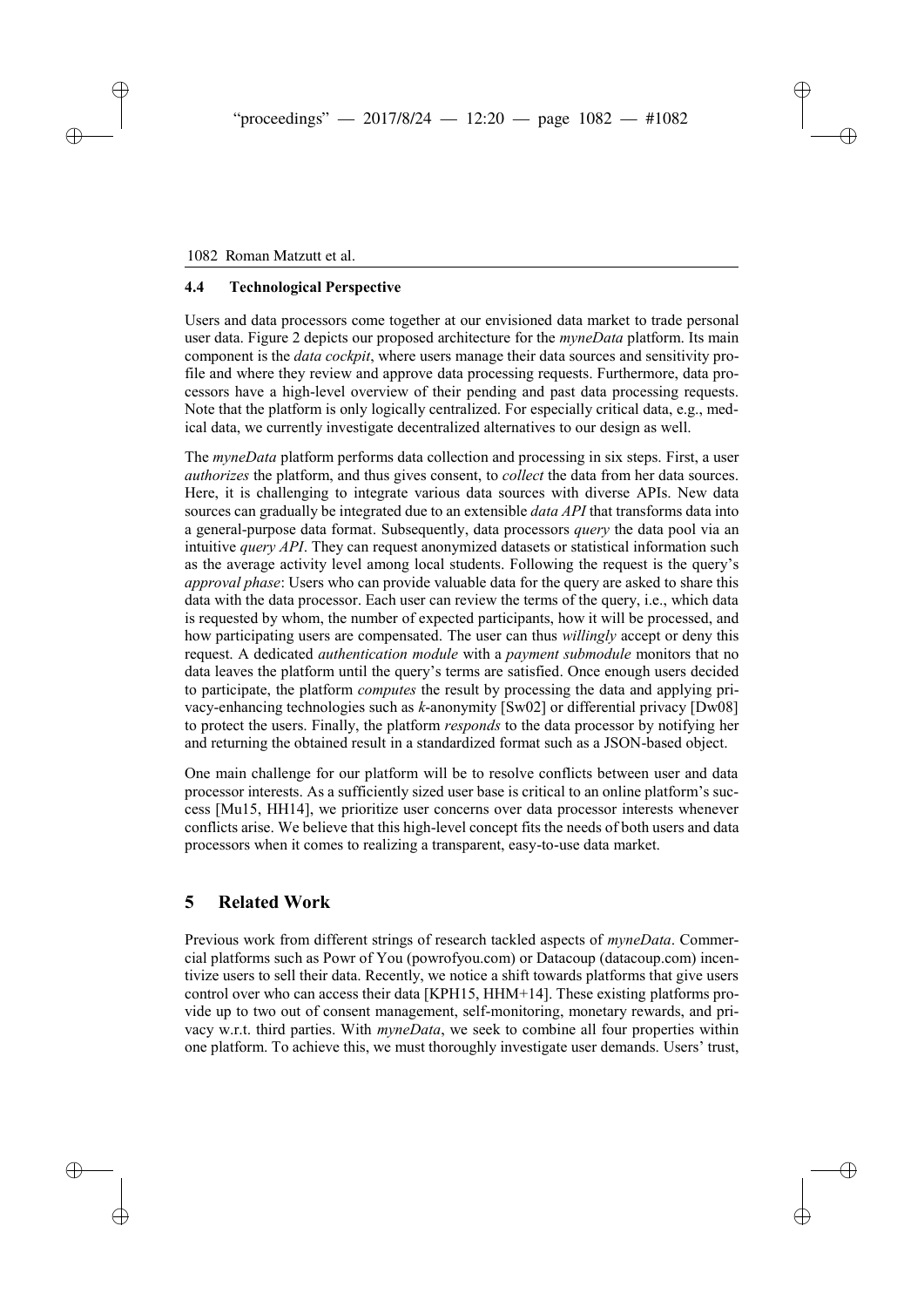### 4.4 Technological Perspective

Users and data processors come together at our envisioned data market to trade personal user data. Figure 2 depicts our proposed architecture for the *myneData* platform. Its main component is the *data cockpit*, where users manage their data sources and sensitivity profile and where they review and approve data processing requests. Furthermore, data processors have a high-level overview of their pending and past data processing requests. Note that the platform is only logically centralized. For especially critical data, e.g., medical data, we currently investigate decentralized alternatives to our design as well.

The *myneData* platform performs data collection and processing in six steps. First, a user *authorizes* the platform, and thus gives consent, to *collect* the data from her data sources. Here, it is challenging to integrate various data sources with diverse APIs. New data sources can gradually be integrated due to an extensible *data API* that transforms data into a general-purpose data format. Subsequently, data processors *query* the data pool via an intuitive *query API*. They can request anonymized datasets or statistical information such as the average activity level among local students. Following the request is the query's *approval phase*: Users who can provide valuable data for the query are asked to share this data with the data processor. Each user can review the terms of the query, i.e., which data is requested by whom, the number of expected participants, how it will be processed, and how participating users are compensated. The user can thus *willingly* accept or deny this request. A dedicated *authentication module* with a *payment submodule* monitors that no data leaves the platform until the query's terms are satisfied. Once enough users decided to participate, the platform *computes* the result by processing the data and applying privacy-enhancing technologies such as *k*-anonymity [Sw02] or differential privacy [Dw08] to protect the users. Finally, the platform *responds* to the data processor by notifying her and returning the obtained result in a standardized format such as a JSON-based object.

One main challenge for our platform will be to resolve conflicts between user and data processor interests. As a sufficiently sized user base is critical to an online platform's success [Mu15, HH14], we prioritize user concerns over data processor interests whenever conflicts arise. We believe that this high-level concept fits the needs of both users and data processors when it comes to realizing a transparent, easy-to-use data market.

## 5 Related Work

Previous work from different strings of research tackled aspects of *myneData*. Commercial platforms such as Powr of You (powrofyou.com) or Datacoup (datacoup.com) incentivize users to sell their data. Recently, we notice a shift towards platforms that give users control over who can access their data [KPH15, HHM+14]. These existing platforms provide up to two out of consent management, self-monitoring, monetary rewards, and privacy w.r.t. third parties. With *myneData*, we seek to combine all four properties within one platform. To achieve this, we must thoroughly investigate user demands. Users' trust,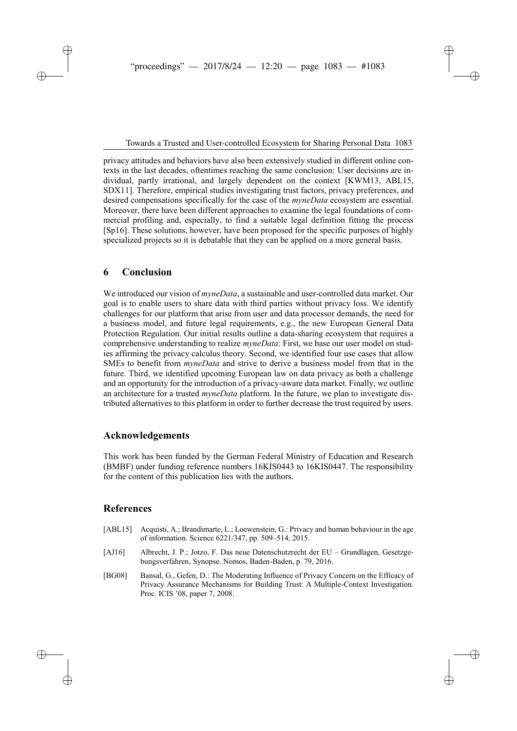privacy attitudes and behaviors have also been extensively studied in different online contexts in the last decades, oftentimes reaching the same conclusion: User decisions are individual, partly irrational, and largely dependent on the context [KWM13, ABL15, SDX11]. Therefore, empirical studies investigating trust factors, privacy preferences, and desired compensations specifically for the case of the *myneData* ecosystem are essential. Moreover, there have been different approaches to examine the legal foundations of commercial profiling and, especially, to find a suitable legal definition fitting the process [Sp16]. These solutions, however, have been proposed for the specific purposes of highly specialized projects so it is debatable that they can be applied on a more general basis.

## 6 Conclusion

We introduced our vision of *myneData*, a sustainable and user-controlled data market. Our goal is to enable users to share data with third parties without privacy loss. We identify challenges for our platform that arise from user and data processor demands, the need for a business model, and future legal requirements, e.g., the new European General Data Protection Regulation. Our initial results outline a data-sharing ecosystem that requires a comprehensive understanding to realize *myneData*: First, we base our user model on studies affirming the privacy calculus theory. Second, we identified four use cases that allow SMEs to benefit from *myneData* and strive to derive a business model from that in the future. Third, we identified upcoming European law on data privacy as both a challenge and an opportunity for the introduction of a privacy-aware data market. Finally, we outline an architecture for a trusted *myneData* platform. In the future, we plan to investigate distributed alternatives to this platform in order to further decrease the trust required by users.

## Acknowledgements

This work has been funded by the German Federal Ministry of Education and Research (BMBF) under funding reference numbers 16KIS0443 to 16KIS0447. The responsibility for the content of this publication lies with the authors.

## References

[ABL15] Acquisti, A.; Brandimarte, L.; Loewenstein, G.: Privacy and human behaviour in the age of information. Science 6221/347, pp. 509–514, 2015.

[AJ16] Albrecht, J. P.; Jotzo, F. Das neue Datenschutzrecht der EU – Grundlagen, Gesetzgebungsverfahren, Synopse. Nomos, Baden-Baden, p. 79, 2016.

[BG08] Bansal, G., Gefen, D.: The Moderating Influence of Privacy Concern on the Efficacy of Privacy Assurance Mechanisms for Building Trust: A Multiple-Context Investigation. Proc. ICIS '08, paper 7, 2008.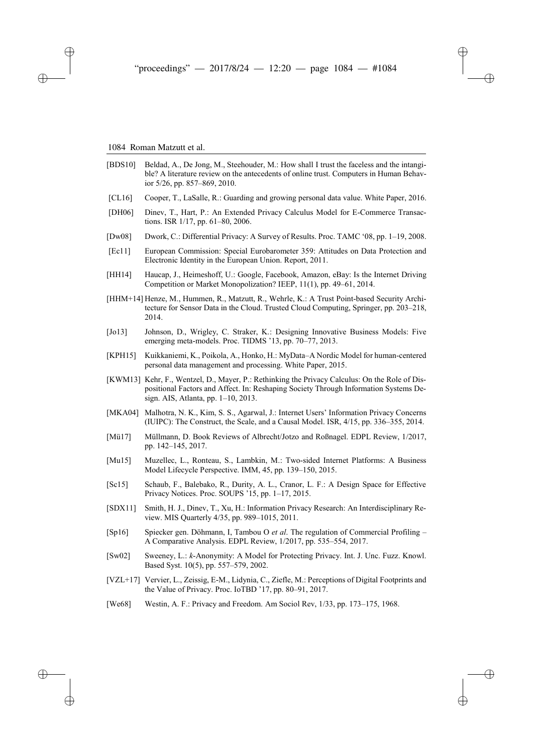[BDS10] Beldad, A., De Jong, M., Steehouder, M.: How shall I trust the faceless and the intangible? A literature review on the antecedents of online trust. Computers in Human Behavior 5/26, pp. 857–869, 2010.

[CL16] Cooper, T., LaSalle, R.: Guarding and growing personal data value. White Paper, 2016.

[DH06] Dinev, T., Hart, P.: An Extended Privacy Calculus Model for E-Commerce Transactions. ISR 1/17, pp. 61–80, 2006.

[Dw08] Dwork, C.: Differential Privacy: A Survey of Results. Proc. TAMC '08, pp. 1–19, 2008.

[Ec11] European Commission: Special Eurobarometer 359: Attitudes on Data Protection and Electronic Identity in the European Union. Report, 2011.

[HH14] Haucap, J., Heimeshoff, U.: Google, Facebook, Amazon, eBay: Is the Internet Driving Competition or Market Monopolization? IEEP, 11(1), pp. 49–61, 2014.

[HHM+14] Henze, M., Hummen, R., Matzutt, R., Wehrle, K.: A Trust Point-based Security Architecture for Sensor Data in the Cloud. Trusted Cloud Computing, Springer, pp. 203–218, 2014.

[Jo13] Johnson, D., Wrigley, C. Straker, K.: Designing Innovative Business Models: Five emerging meta-models. Proc. TIDMS '13, pp. 70–77, 2013.

[KPH15] Kuikkaniemi, K., Poikola, A., Honko, H.: MyData–A Nordic Model for human-centered personal data management and processing. White Paper, 2015.

[KWM13] Kehr, F., Wentzel, D., Mayer, P.: Rethinking the Privacy Calculus: On the Role of Dispositional Factors and Affect. In: Reshaping Society Through Information Systems Design. AIS, Atlanta, pp. 1–10, 2013.

[MKA04] Malhotra, N. K., Kim, S. S., Agarwal, J.: Internet Users' Information Privacy Concerns (IUIPC): The Construct, the Scale, and a Causal Model. ISR, 4/15, pp. 336–355, 2014.

[Mü17] Müllmann, D. Book Reviews of Albrecht/Jotzo and Roßnagel. EDPL Review, 1/2017, pp. 142–145, 2017.

[Mu15] Muzellec, L., Ronteau, S., Lambkin, M.: Two-sided Internet Platforms: A Business Model Lifecycle Perspective. IMM, 45, pp. 139–150, 2015.

[Sc15] Schaub, F., Balebako, R., Durity, A. L., Cranor, L. F.: A Design Space for Effective Privacy Notices. Proc. SOUPS '15, pp. 1–17, 2015.

[SDX11] Smith, H. J., Dinev, T., Xu, H.: Information Privacy Research: An Interdisciplinary Review. MIS Quarterly 4/35, pp. 989–1015, 2011.

[Sp16] Spiecker gen. Döhmann, I, Tambou O *et al*. The regulation of Commercial Profiling – A Comparative Analysis. EDPL Review, 1/2017, pp. 535–554, 2017.

[Sw02] Sweeney, L.: *k*-Anonymity: A Model for Protecting Privacy. Int. J. Unc. Fuzz. Knowl. Based Syst. 10(5), pp. 557–579, 2002.

[VZL+17] Vervier, L., Zeissig, E-M., Lidynia, C., Ziefle, M.: Perceptions of Digital Footprints and the Value of Privacy. Proc. IoTBD '17, pp. 80–91, 2017.

[We68] Westin, A. F.: Privacy and Freedom. Am Sociol Rev, 1/33, pp. 173–175, 1968.